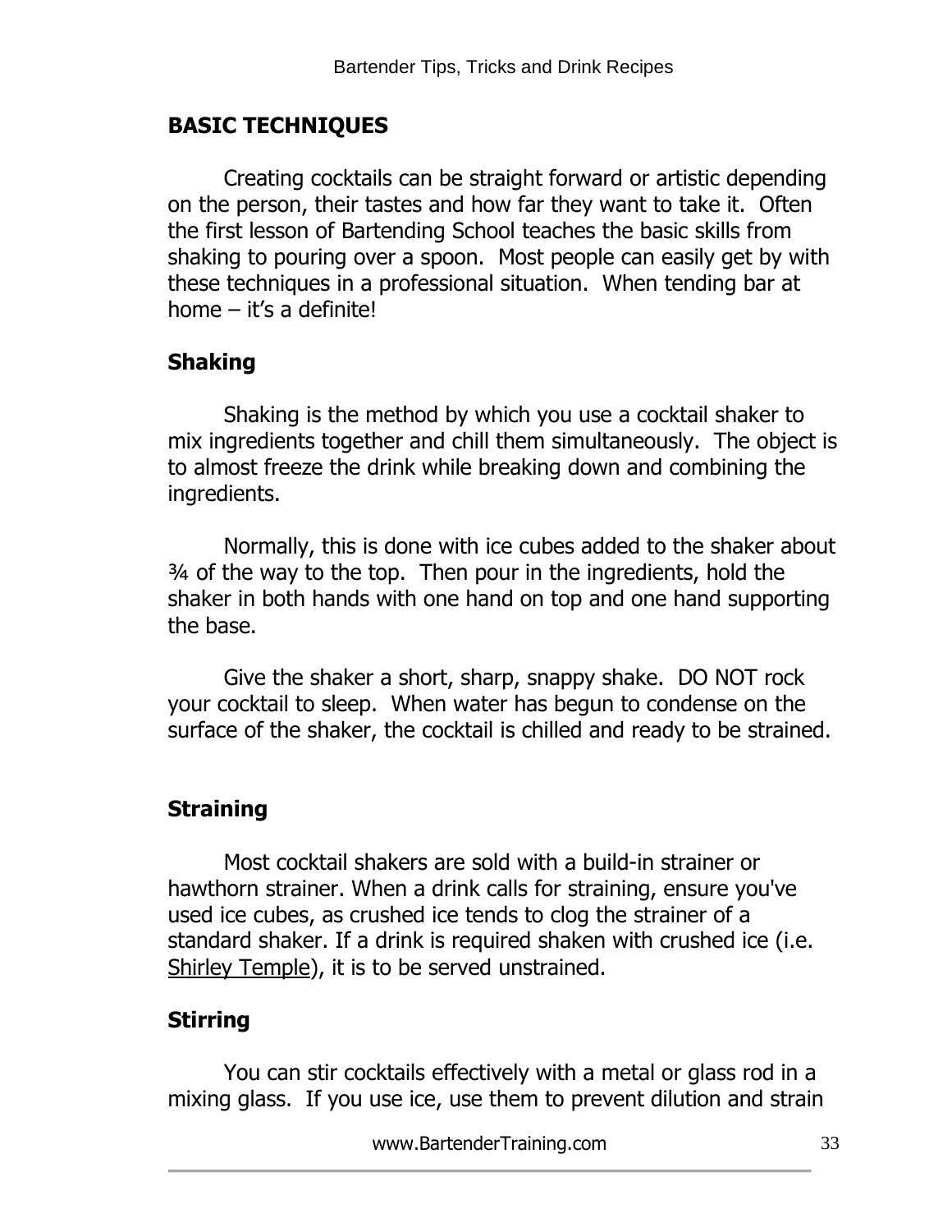## BASIC TECHNIQUES

Creating cocktails can be straight forward or artistic depending on the person, their tastes and how far they want to take it. Often the first lesson of Bartending School teaches the basic skills from shaking to pouring over a spoon. Most people can easily get by with these techniques in a professional situation. When tending bar at home – it's a definite!

### Shaking

Shaking is the method by which you use a cocktail shaker to mix ingredients together and chill them simultaneously. The object is to almost freeze the drink while breaking down and combining the ingredients.

Normally, this is done with ice cubes added to the shaker about ¾ of the way to the top. Then pour in the ingredients, hold the shaker in both hands with one hand on top and one hand supporting the base.

Give the shaker a short, sharp, snappy shake. DO NOT rock your cocktail to sleep. When water has begun to condense on the surface of the shaker, the cocktail is chilled and ready to be strained.

### Straining

Most cocktail shakers are sold with a build-in strainer or hawthorn strainer. When a drink calls for straining, ensure you've used ice cubes, as crushed ice tends to clog the strainer of a standard shaker. If a drink is required shaken with crushed ice (i.e. Shirley Temple), it is to be served unstrained.

### Stirring

You can stir cocktails effectively with a metal or glass rod in a mixing glass. If you use ice, use them to prevent dilution and strain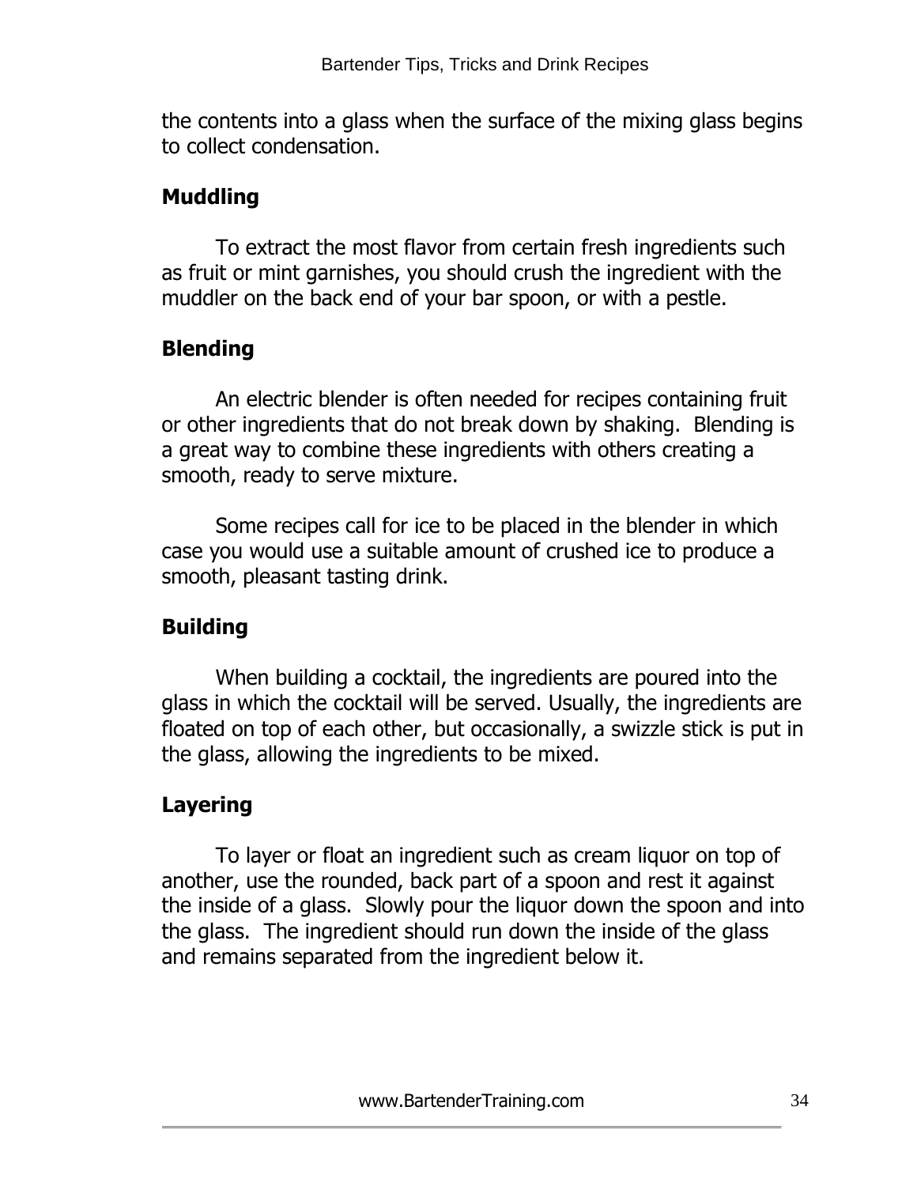the contents into a glass when the surface of the mixing glass begins to collect condensation.

### Muddling

To extract the most flavor from certain fresh ingredients such as fruit or mint garnishes, you should crush the ingredient with the muddler on the back end of your bar spoon, or with a pestle.

### Blending

An electric blender is often needed for recipes containing fruit or other ingredients that do not break down by shaking. Blending is a great way to combine these ingredients with others creating a smooth, ready to serve mixture.

Some recipes call for ice to be placed in the blender in which case you would use a suitable amount of crushed ice to produce a smooth, pleasant tasting drink.

### Building

When building a cocktail, the ingredients are poured into the glass in which the cocktail will be served. Usually, the ingredients are floated on top of each other, but occasionally, a swizzle stick is put in the glass, allowing the ingredients to be mixed.

### Layering

To layer or float an ingredient such as cream liquor on top of another, use the rounded, back part of a spoon and rest it against the inside of a glass. Slowly pour the liquor down the spoon and into the glass. The ingredient should run down the inside of the glass and remains separated from the ingredient below it.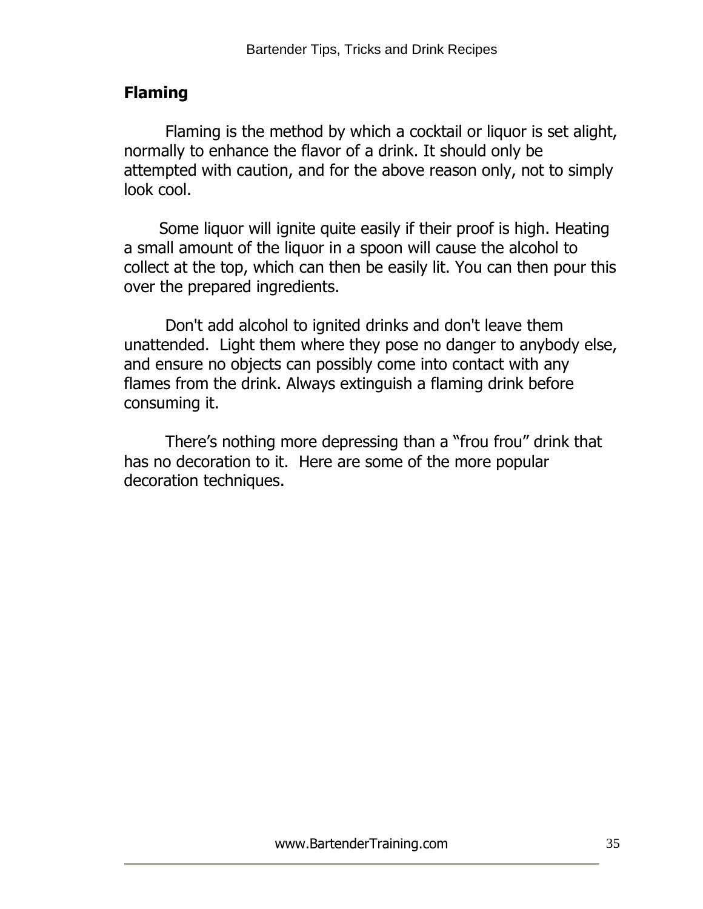## Flaming

Flaming is the method by which a cocktail or liquor is set alight, normally to enhance the flavor of a drink. It should only be attempted with caution, and for the above reason only, not to simply look cool.

Some liquor will ignite quite easily if their proof is high. Heating a small amount of the liquor in a spoon will cause the alcohol to collect at the top, which can then be easily lit. You can then pour this over the prepared ingredients.

Don't add alcohol to ignited drinks and don't leave them unattended. Light them where they pose no danger to anybody else, and ensure no objects can possibly come into contact with any flames from the drink. Always extinguish a flaming drink before consuming it.

There's nothing more depressing than a "frou frou" drink that has no decoration to it. Here are some of the more popular decoration techniques.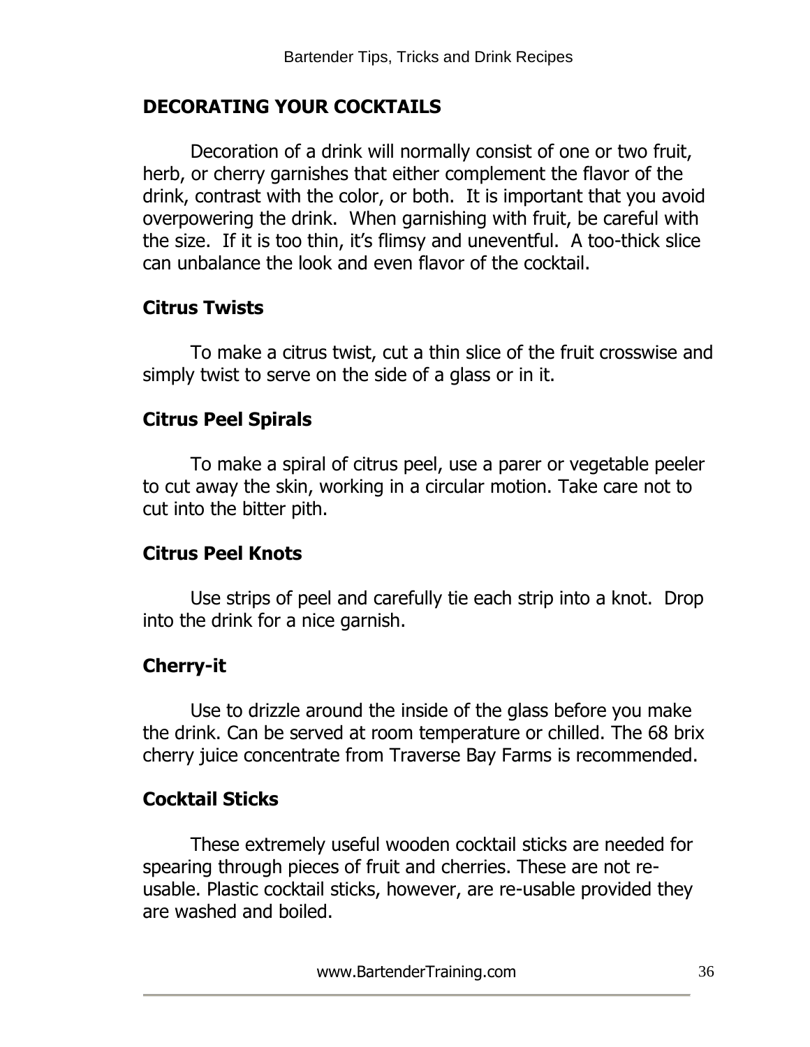## DECORATING YOUR COCKTAILS

Decoration of a drink will normally consist of one or two fruit, herb, or cherry garnishes that either complement the flavor of the drink, contrast with the color, or both. It is important that you avoid overpowering the drink. When garnishing with fruit, be careful with the size. If it is too thin, it's flimsy and uneventful. A too-thick slice can unbalance the look and even flavor of the cocktail.

### Citrus Twists

To make a citrus twist, cut a thin slice of the fruit crosswise and simply twist to serve on the side of a glass or in it.

### Citrus Peel Spirals

To make a spiral of citrus peel, use a parer or vegetable peeler to cut away the skin, working in a circular motion. Take care not to cut into the bitter pith.

### Citrus Peel Knots

Use strips of peel and carefully tie each strip into a knot. Drop into the drink for a nice garnish.

### Cherry-it

Use to drizzle around the inside of the glass before you make the drink. Can be served at room temperature or chilled. The 68 brix cherry juice concentrate from Traverse Bay Farms is recommended.

### Cocktail Sticks

These extremely useful wooden cocktail sticks are needed for spearing through pieces of fruit and cherries. These are not re-usable. Plastic cocktail sticks, however, are re-usable provided they are washed and boiled.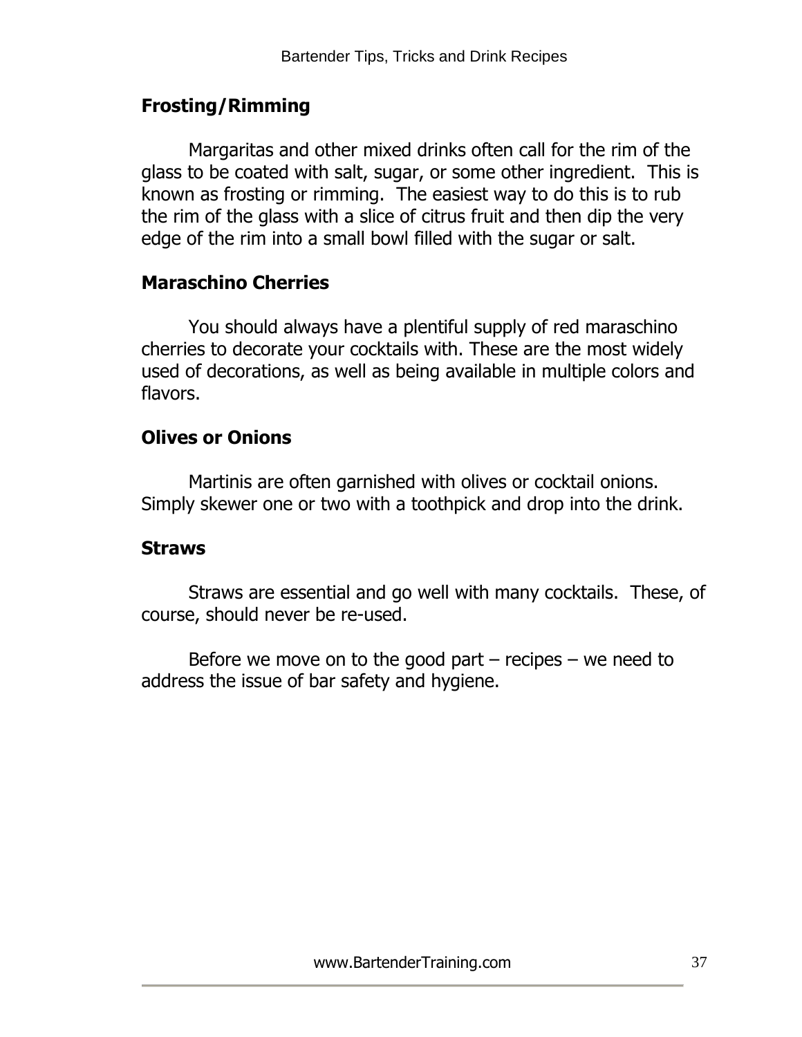## Frosting/Rimming

Margaritas and other mixed drinks often call for the rim of the glass to be coated with salt, sugar, or some other ingredient. This is known as frosting or rimming. The easiest way to do this is to rub the rim of the glass with a slice of citrus fruit and then dip the very edge of the rim into a small bowl filled with the sugar or salt.

## Maraschino Cherries

You should always have a plentiful supply of red maraschino cherries to decorate your cocktails with. These are the most widely used of decorations, as well as being available in multiple colors and flavors.

## Olives or Onions

Martinis are often garnished with olives or cocktail onions. Simply skewer one or two with a toothpick and drop into the drink.

## Straws

Straws are essential and go well with many cocktails. These, of course, should never be re-used.

Before we move on to the good part – recipes – we need to address the issue of bar safety and hygiene.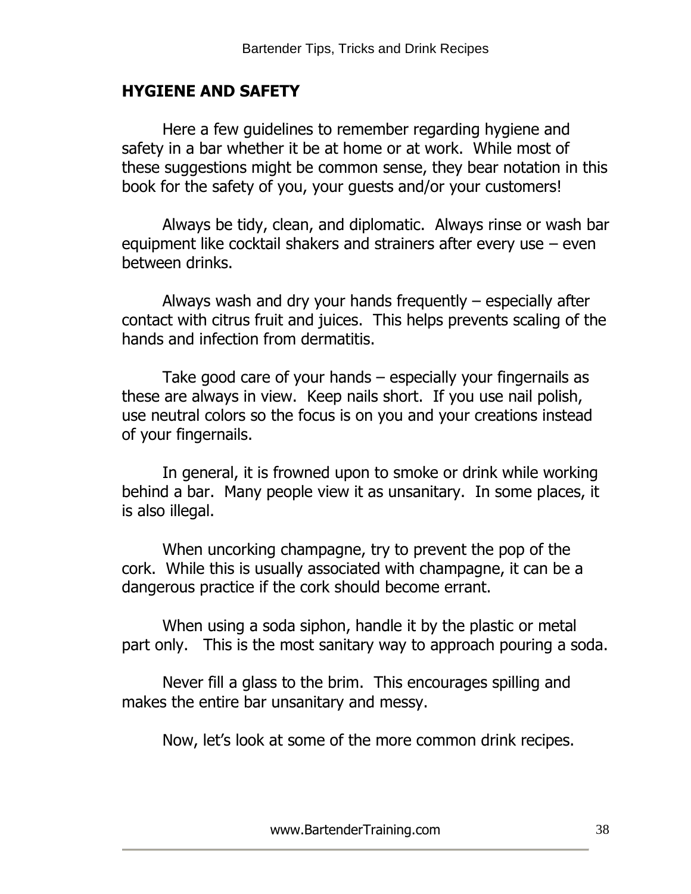## HYGIENE AND SAFETY

Here a few guidelines to remember regarding hygiene and safety in a bar whether it be at home or at work. While most of these suggestions might be common sense, they bear notation in this book for the safety of you, your guests and/or your customers!

Always be tidy, clean, and diplomatic. Always rinse or wash bar equipment like cocktail shakers and strainers after every use – even between drinks.

Always wash and dry your hands frequently – especially after contact with citrus fruit and juices. This helps prevents scaling of the hands and infection from dermatitis.

Take good care of your hands – especially your fingernails as these are always in view. Keep nails short. If you use nail polish, use neutral colors so the focus is on you and your creations instead of your fingernails.

In general, it is frowned upon to smoke or drink while working behind a bar. Many people view it as unsanitary. In some places, it is also illegal.

When uncorking champagne, try to prevent the pop of the cork. While this is usually associated with champagne, it can be a dangerous practice if the cork should become errant.

When using a soda siphon, handle it by the plastic or metal part only. This is the most sanitary way to approach pouring a soda.

Never fill a glass to the brim. This encourages spilling and makes the entire bar unsanitary and messy.

Now, let's look at some of the more common drink recipes.